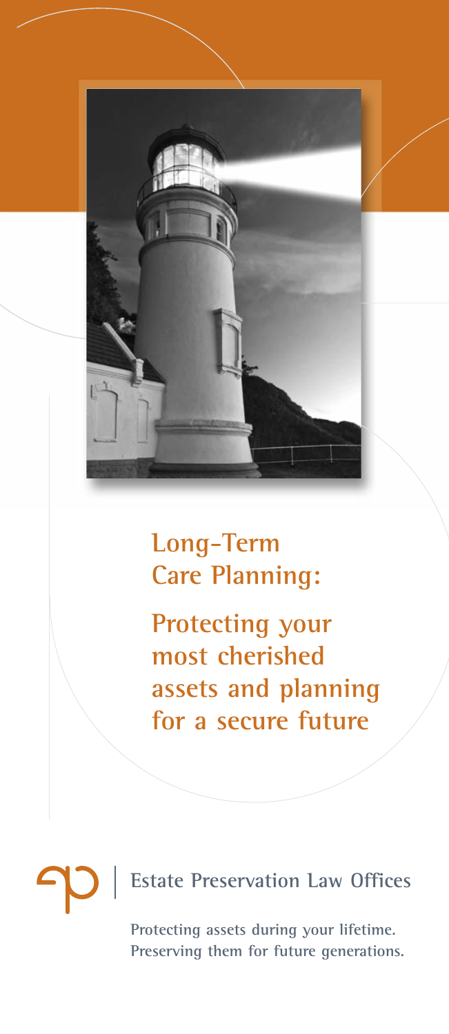# Long-Term Care Planning:

## Protecting your most cherished assets and planning for a secure future

**Estate Preservation Law Offices**

Protecting assets during your lifetime.
Preserving them for future generations.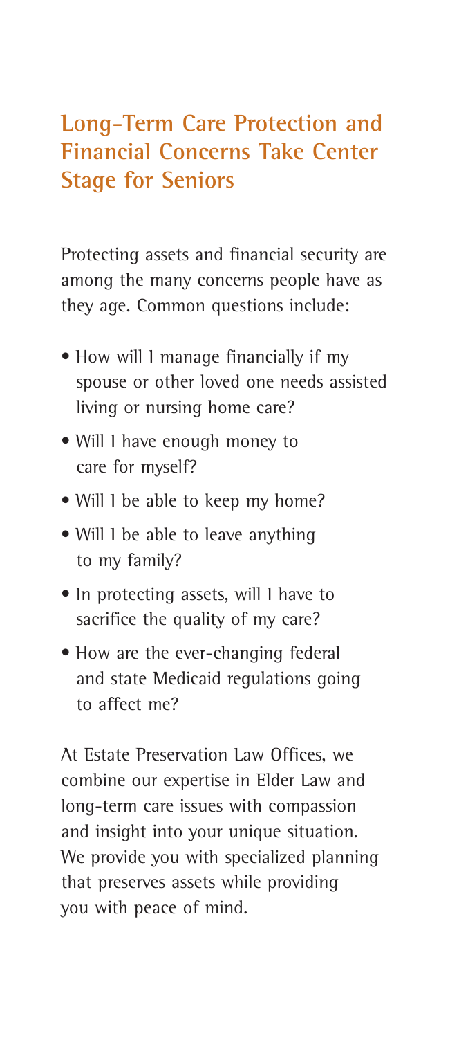## Long-Term Care Protection and Financial Concerns Take Center Stage for Seniors

Protecting assets and financial security are among the many concerns people have as they age. Common questions include:

- How will I manage financially if my spouse or other loved one needs assisted living or nursing home care?
- Will I have enough money to care for myself?
- Will I be able to keep my home?
- Will I be able to leave anything to my family?
- In protecting assets, will I have to sacrifice the quality of my care?
- How are the ever-changing federal and state Medicaid regulations going to affect me?

At Estate Preservation Law Offices, we combine our expertise in Elder Law and long-term care issues with compassion and insight into your unique situation. We provide you with specialized planning that preserves assets while providing you with peace of mind.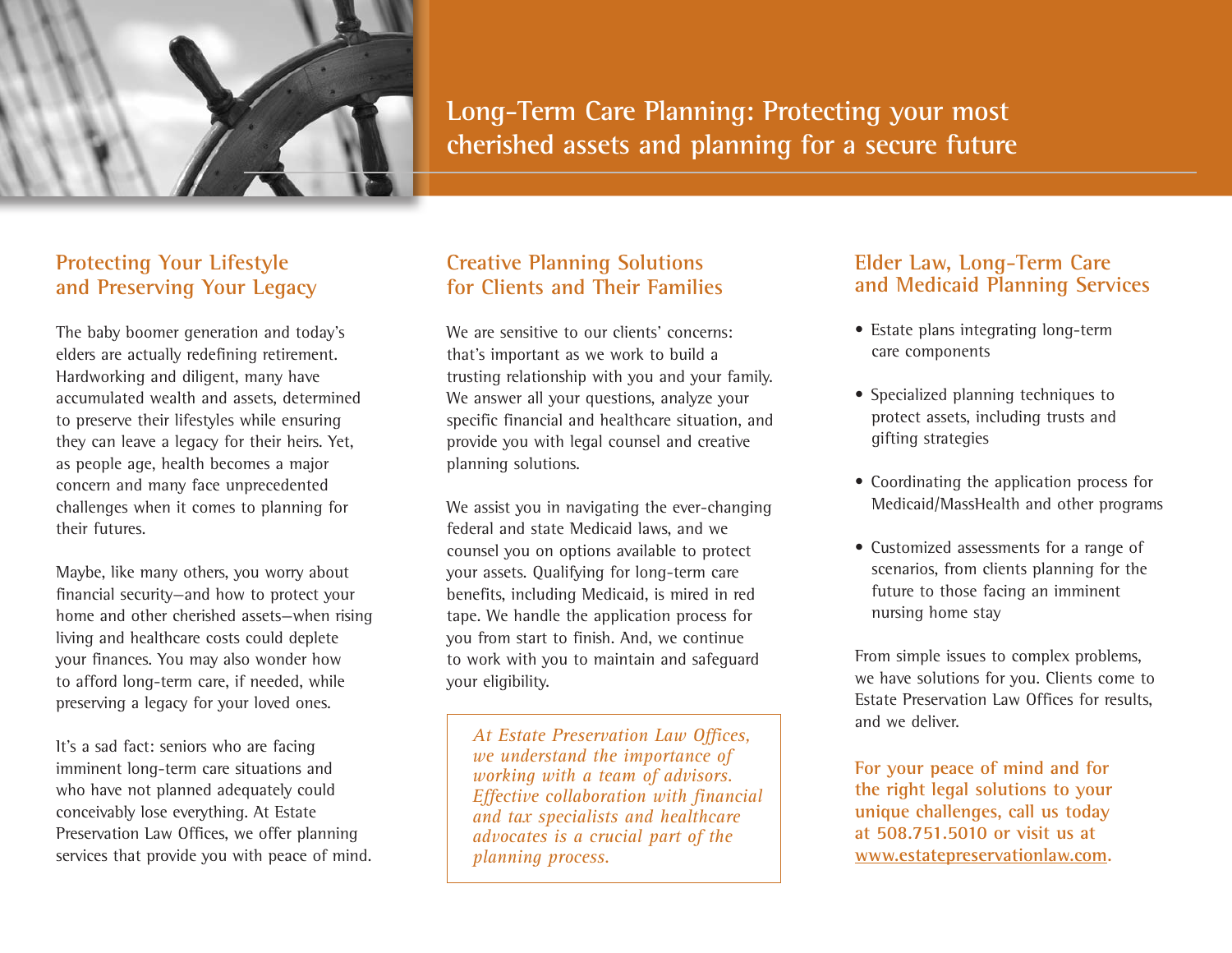# Long-Term Care Planning: Protecting your most cherished assets and planning for a secure future

## Protecting Your Lifestyle and Preserving Your Legacy

The baby boomer generation and today's elders are actually redefining retirement. Hardworking and diligent, many have accumulated wealth and assets, determined to preserve their lifestyles while ensuring they can leave a legacy for their heirs. Yet, as people age, health becomes a major concern and many face unprecedented challenges when it comes to planning for their futures.

Maybe, like many others, you worry about financial security—and how to protect your home and other cherished assets—when rising living and healthcare costs could deplete your finances. You may also wonder how to afford long-term care, if needed, while preserving a legacy for your loved ones.

It's a sad fact: seniors who are facing imminent long-term care situations and who have not planned adequately could conceivably lose everything. At Estate Preservation Law Offices, we offer planning services that provide you with peace of mind.

## Creative Planning Solutions for Clients and Their Families

We are sensitive to our clients' concerns: that's important as we work to build a trusting relationship with you and your family. We answer all your questions, analyze your specific financial and healthcare situation, and provide you with legal counsel and creative planning solutions.

We assist you in navigating the ever-changing federal and state Medicaid laws, and we counsel you on options available to protect your assets. Qualifying for long-term care benefits, including Medicaid, is mired in red tape. We handle the application process for you from start to finish. And, we continue to work with you to maintain and safeguard your eligibility.

*At Estate Preservation Law Offices, we understand the importance of working with a team of advisors. Effective collaboration with financial and tax specialists and healthcare advocates is a crucial part of the planning process.*

## Elder Law, Long-Term Care and Medicaid Planning Services

- Estate plans integrating long-term care components
- Specialized planning techniques to protect assets, including trusts and gifting strategies
- Coordinating the application process for Medicaid/MassHealth and other programs
- Customized assessments for a range of scenarios, from clients planning for the future to those facing an imminent nursing home stay

From simple issues to complex problems, we have solutions for you. Clients come to Estate Preservation Law Offices for results, and we deliver.

**For your peace of mind and for the right legal solutions to your unique challenges, call us today at 508.751.5010 or visit us at www.estatepreservationlaw.com.**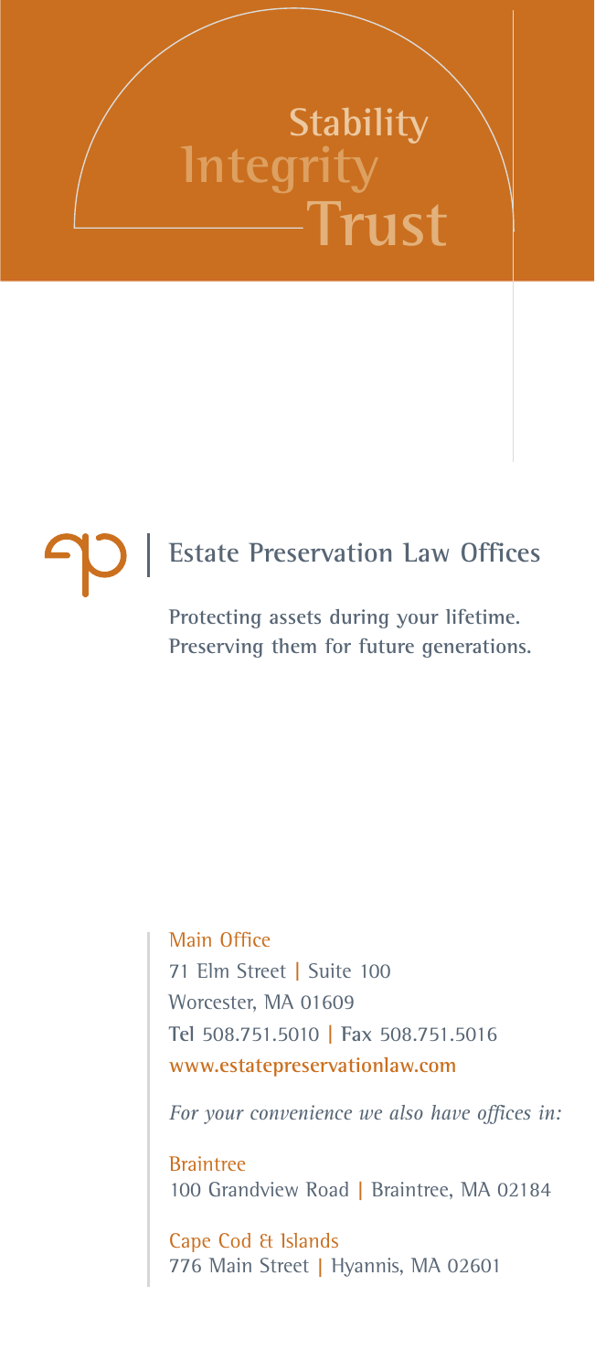Stability
Integrity
Trust

## Estate Preservation Law Offices

**Protecting assets during your lifetime.**
**Preserving them for future generations.**

Main Office
71 Elm Street | Suite 100
Worcester, MA 01609
**Tel** 508.751.5010 | **Fax** 508.751.5016
**www.estatepreservationlaw.com**

*For your convenience we also have offices in:*

Braintree
100 Grandview Road | Braintree, MA 02184

Cape Cod & Islands
776 Main Street | Hyannis, MA 02601